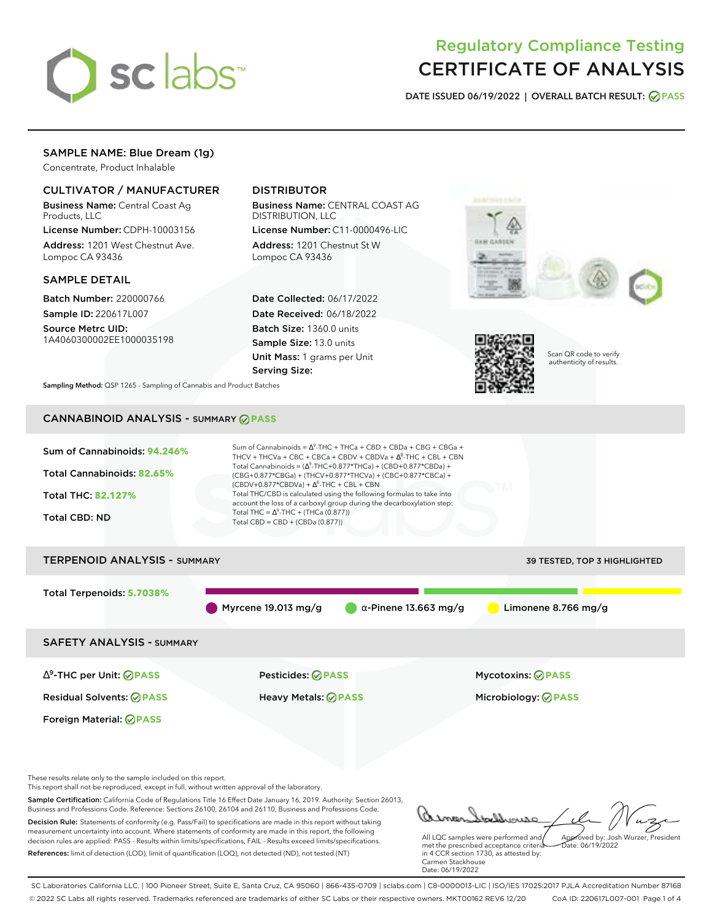# Regulatory Compliance Testing
# CERTIFICATE OF ANALYSIS

**DATE ISSUED 06/19/2022 | OVERALL BATCH RESULT: PASS**

## SAMPLE NAME: Blue Dream (1g)

Concentrate, Product Inhalable

### CULTIVATOR / MANUFACTURER

**Business Name:** Central Coast Ag Products, LLC

**License Number:** CDPH-10003156

**Address:** 1201 West Chestnut Ave. Lompoc CA 93436

### DISTRIBUTOR

**Business Name:** CENTRAL COAST AG DISTRIBUTION, LLC

**License Number:** C11-0000496-LIC

**Address:** 1201 Chestnut St W Lompoc CA 93436

### SAMPLE DETAIL

**Batch Number:** 220000766

**Sample ID:** 220617L007

**Source Metrc UID:** 1A4060300002EE1000035198

**Date Collected:** 06/17/2022

**Date Received:** 06/18/2022

**Batch Size:** 1360.0 units

**Sample Size:** 13.0 units

**Unit Mass:** 1 grams per Unit

**Serving Size:**

Scan QR code to verify authenticity of results.

**Sampling Method:** QSP 1265 - Sampling of Cannabis and Product Batches

## CANNABINOID ANALYSIS - SUMMARY PASS

Sum of Cannabinoids: **94.246%**

Total Cannabinoids: **82.65%**

Total THC: **82.127%**

Total CBD: ND

Sum of Cannabinoids = $\Delta^9$-THC + THCa + CBD + CBDa + CBG + CBGa + THCV + THCVa + CBC + CBCa + CBDV + CBDVa + $\Delta^8$-THC + CBL + CBN

Total Cannabinoids = ($\Delta^9$-THC+0.877*THCa) + (CBD+0.877*CBDa) + (CBG+0.877*CBGa) + (THCV+0.877*THCVa) + (CBC+0.877*CBCa) + (CBDV+0.877*CBDVa) + $\Delta^8$-THC + CBL + CBN

Total THC/CBD is calculated using the following formulas to take into account the loss of a carboxyl group during the decarboxylation step:

Total THC = $\Delta^9$-THC + (THCa (0.877))

Total CBD = CBD + (CBDa (0.877))

## TERPENOID ANALYSIS - SUMMARY

39 TESTED, TOP 3 HIGHLIGHTED

Total Terpenoids: **5.7038%**

Myrcene 19.013 mg/g | α-Pinene 13.663 mg/g | Limonene 8.766 mg/g

## SAFETY ANALYSIS - SUMMARY

| | | |
|---|---|---|
| $\Delta^9$-THC per Unit: PASS | Pesticides: PASS | Mycotoxins: PASS |
| Residual Solvents: PASS | Heavy Metals: PASS | Microbiology: PASS |
| Foreign Material: PASS | | |

These results relate only to the sample included on this report.
This report shall not be reproduced, except in full, without written approval of the laboratory.

**Sample Certification:** California Code of Regulations Title 16 Effect Date January 16, 2019. Authority: Section 26013, Business and Professions Code. Reference: Sections 26100, 26104 and 26110, Business and Professions Code.

**Decision Rule:** Statements of conformity (e.g. Pass/Fail) to specifications are made in this report without taking measurement uncertainty into account. Where statements of conformity are made in this report, the following decision rules are applied: PASS - Results within limits/specifications, FAIL - Results exceed limits/specifications.

**References:** limit of detection (LOD), limit of quantification (LOQ), not detected (ND), not tested (NT)

All LQC samples were performed and met the prescribed acceptance criteria in 4 CCR section 1730, as attested by: Carmen Stackhouse
Date: 06/19/2022

Approved by: Josh Wurzer, President
Date: 06/19/2022

SC Laboratories California LLC. | 100 Pioneer Street, Suite E, Santa Cruz, CA 95060 | 866-435-0709 | sclabs.com | C8-0000013-LIC | ISO/IES 17025:2017 PJLA Accreditation Number 87168

© 2022 SC Labs all rights reserved. Trademarks referenced are trademarks of either SC Labs or their respective owners. MKT00162 REV6 12/20 CoA ID: 220617L007-001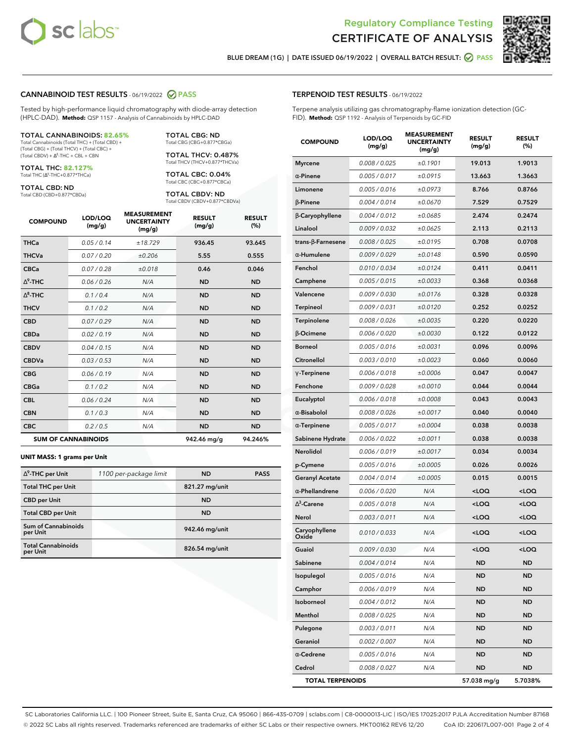Regulatory Compliance Testing

# CERTIFICATE OF ANALYSIS

BLUE DREAM (1G) | DATE ISSUED 06/19/2022 | OVERALL BATCH RESULT: PASS

## CANNABINOID TEST RESULTS - 06/19/2022 PASS

Tested by high-performance liquid chromatography with diode-array detection (HPLC-DAD). **Method:** QSP 1157 - Analysis of Cannabinoids by HPLC-DAD

**TOTAL CANNABINOIDS: 82.65%**
Total Cannabinoids (Total THC) + (Total CBD) + (Total CBG) + (Total THCV) + (Total CBC) + (Total CBDV) + $\Delta^8$-THC + CBL + CBN

**TOTAL THC: 82.127%**
Total THC ($\Delta^9$-THC+0.877*THCa)

**TOTAL CBD: ND**
Total CBD (CBD+0.877*CBDa)

**TOTAL CBG: ND**
Total CBG (CBG+0.877*CBGa)

**TOTAL THCV: 0.487%**
Total THCV (THCV+0.877*THCVa)

**TOTAL CBC: 0.04%**
Total CBC (CBC+0.877*CBCa)

**TOTAL CBDV: ND**
Total CBDV (CBDV+0.877*CBDVa)

| COMPOUND | LOD/LOQ (mg/g) | MEASUREMENT UNCERTAINTY (mg/g) | RESULT (mg/g) | RESULT (%) |
|---|---|---|---|---|
| THCa | 0.05 / 0.14 | ±18.729 | 936.45 | 93.645 |
| THCVa | 0.07 / 0.20 | ±0.206 | 5.55 | 0.555 |
| CBCa | 0.07 / 0.28 | ±0.018 | 0.46 | 0.046 |
| $\Delta^9$-THC | 0.06 / 0.26 | N/A | ND | ND |
| $\Delta^8$-THC | 0.1 / 0.4 | N/A | ND | ND |
| THCV | 0.1 / 0.2 | N/A | ND | ND |
| CBD | 0.07 / 0.29 | N/A | ND | ND |
| CBDa | 0.02 / 0.19 | N/A | ND | ND |
| CBDV | 0.04 / 0.15 | N/A | ND | ND |
| CBDVa | 0.03 / 0.53 | N/A | ND | ND |
| CBG | 0.06 / 0.19 | N/A | ND | ND |
| CBGa | 0.1 / 0.2 | N/A | ND | ND |
| CBL | 0.06 / 0.24 | N/A | ND | ND |
| CBN | 0.1 / 0.3 | N/A | ND | ND |
| CBC | 0.2 / 0.5 | N/A | ND | ND |
| **SUM OF CANNABINOIDS** | | | 942.46 mg/g | 94.246% |

**UNIT MASS: 1 grams per Unit**

| | | | |
|---|---|---|---|
| $\Delta^9$-THC per Unit | 1100 per-package limit | ND | PASS |
| Total THC per Unit | | 821.27 mg/unit | |
| CBD per Unit | | ND | |
| Total CBD per Unit | | ND | |
| Sum of Cannabinoids per Unit | | 942.46 mg/unit | |
| Total Cannabinoids per Unit | | 826.54 mg/unit | |

## TERPENOID TEST RESULTS - 06/19/2022

Terpene analysis utilizing gas chromatography-flame ionization detection (GC-FID). **Method:** QSP 1192 - Analysis of Terpenoids by GC-FID

| COMPOUND | LOD/LOQ (mg/g) | MEASUREMENT UNCERTAINTY (mg/g) | RESULT (mg/g) | RESULT (%) |
|---|---|---|---|---|
| Myrcene | 0.008 / 0.025 | ±0.1901 | 19.013 | 1.9013 |
| α-Pinene | 0.005 / 0.017 | ±0.0915 | 13.663 | 1.3663 |
| Limonene | 0.005 / 0.016 | ±0.0973 | 8.766 | 0.8766 |
| β-Pinene | 0.004 / 0.014 | ±0.0670 | 7.529 | 0.7529 |
| β-Caryophyllene | 0.004 / 0.012 | ±0.0685 | 2.474 | 0.2474 |
| Linalool | 0.009 / 0.032 | ±0.0625 | 2.113 | 0.2113 |
| trans-β-Farnesene | 0.008 / 0.025 | ±0.0195 | 0.708 | 0.0708 |
| α-Humulene | 0.009 / 0.029 | ±0.0148 | 0.590 | 0.0590 |
| Fenchol | 0.010 / 0.034 | ±0.0124 | 0.411 | 0.0411 |
| Camphene | 0.005 / 0.015 | ±0.0033 | 0.368 | 0.0368 |
| Valencene | 0.009 / 0.030 | ±0.0176 | 0.328 | 0.0328 |
| Terpineol | 0.009 / 0.031 | ±0.0120 | 0.252 | 0.0252 |
| Terpinolene | 0.008 / 0.026 | ±0.0035 | 0.220 | 0.0220 |
| β-Ocimene | 0.006 / 0.020 | ±0.0030 | 0.122 | 0.0122 |
| Borneol | 0.005 / 0.016 | ±0.0031 | 0.096 | 0.0096 |
| Citronellol | 0.003 / 0.010 | ±0.0023 | 0.060 | 0.0060 |
| γ-Terpinene | 0.006 / 0.018 | ±0.0006 | 0.047 | 0.0047 |
| Fenchone | 0.009 / 0.028 | ±0.0010 | 0.044 | 0.0044 |
| Eucalyptol | 0.006 / 0.018 | ±0.0008 | 0.043 | 0.0043 |
| α-Bisabolol | 0.008 / 0.026 | ±0.0017 | 0.040 | 0.0040 |
| α-Terpinene | 0.005 / 0.017 | ±0.0004 | 0.038 | 0.0038 |
| Sabinene Hydrate | 0.006 / 0.022 | ±0.0011 | 0.038 | 0.0038 |
| Nerolidol | 0.006 / 0.019 | ±0.0017 | 0.034 | 0.0034 |
| p-Cymene | 0.005 / 0.016 | ±0.0005 | 0.026 | 0.0026 |
| Geranyl Acetate | 0.004 / 0.014 | ±0.0005 | 0.015 | 0.0015 |
| α-Phellandrene | 0.006 / 0.020 | N/A | <LOQ | <LOQ |
| $\Delta^3$-Carene | 0.005 / 0.018 | N/A | <LOQ | <LOQ |
| Nerol | 0.003 / 0.011 | N/A | <LOQ | <LOQ |
| Caryophyllene Oxide | 0.010 / 0.033 | N/A | <LOQ | <LOQ |
| Guaiol | 0.009 / 0.030 | N/A | <LOQ | <LOQ |
| Sabinene | 0.004 / 0.014 | N/A | ND | ND |
| Isopulegol | 0.005 / 0.016 | N/A | ND | ND |
| Camphor | 0.006 / 0.019 | N/A | ND | ND |
| Isoborneol | 0.004 / 0.012 | N/A | ND | ND |
| Menthol | 0.008 / 0.025 | N/A | ND | ND |
| Pulegone | 0.003 / 0.011 | N/A | ND | ND |
| Geraniol | 0.002 / 0.007 | N/A | ND | ND |
| α-Cedrene | 0.005 / 0.016 | N/A | ND | ND |
| Cedrol | 0.008 / 0.027 | N/A | ND | ND |
| **TOTAL TERPENOIDS** | | | 57.038 mg/g | 5.7038% |

SC Laboratories California LLC. | 100 Pioneer Street, Suite E, Santa Cruz, CA 95060 | 866-435-0709 | sclabs.com | C8-0000013-LIC | ISO/IES 17025:2017 PJLA Accreditation Number 87168
© 2022 SC Labs all rights reserved. Trademarks referenced are trademarks of either SC Labs or their respective owners. MKT00162 REV6 12/20 CoA ID: 220617L007-001